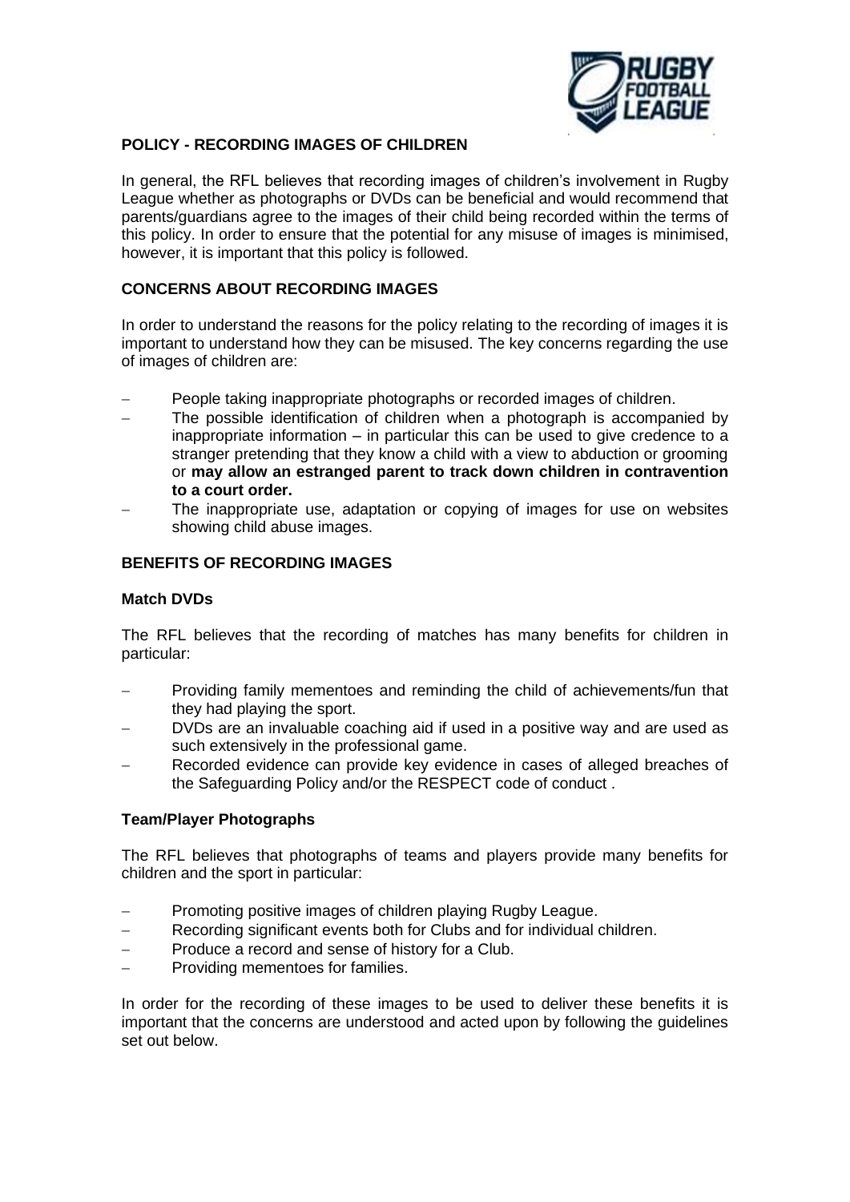## POLICY - RECORDING IMAGES OF CHILDREN

In general, the RFL believes that recording images of children's involvement in Rugby League whether as photographs or DVDs can be beneficial and would recommend that parents/guardians agree to the images of their child being recorded within the terms of this policy. In order to ensure that the potential for any misuse of images is minimised, however, it is important that this policy is followed.

## CONCERNS ABOUT RECORDING IMAGES

In order to understand the reasons for the policy relating to the recording of images it is important to understand how they can be misused. The key concerns regarding the use of images of children are:

- People taking inappropriate photographs or recorded images of children.
- The possible identification of children when a photograph is accompanied by inappropriate information – in particular this can be used to give credence to a stranger pretending that they know a child with a view to abduction or grooming or **may allow an estranged parent to track down children in contravention to a court order.**
- The inappropriate use, adaptation or copying of images for use on websites showing child abuse images.

## BENEFITS OF RECORDING IMAGES

### Match DVDs

The RFL believes that the recording of matches has many benefits for children in particular:

- Providing family mementoes and reminding the child of achievements/fun that they had playing the sport.
- DVDs are an invaluable coaching aid if used in a positive way and are used as such extensively in the professional game.
- Recorded evidence can provide key evidence in cases of alleged breaches of the Safeguarding Policy and/or the RESPECT code of conduct .

### Team/Player Photographs

The RFL believes that photographs of teams and players provide many benefits for children and the sport in particular:

- Promoting positive images of children playing Rugby League.
- Recording significant events both for Clubs and for individual children.
- Produce a record and sense of history for a Club.
- Providing mementoes for families.

In order for the recording of these images to be used to deliver these benefits it is important that the concerns are understood and acted upon by following the guidelines set out below.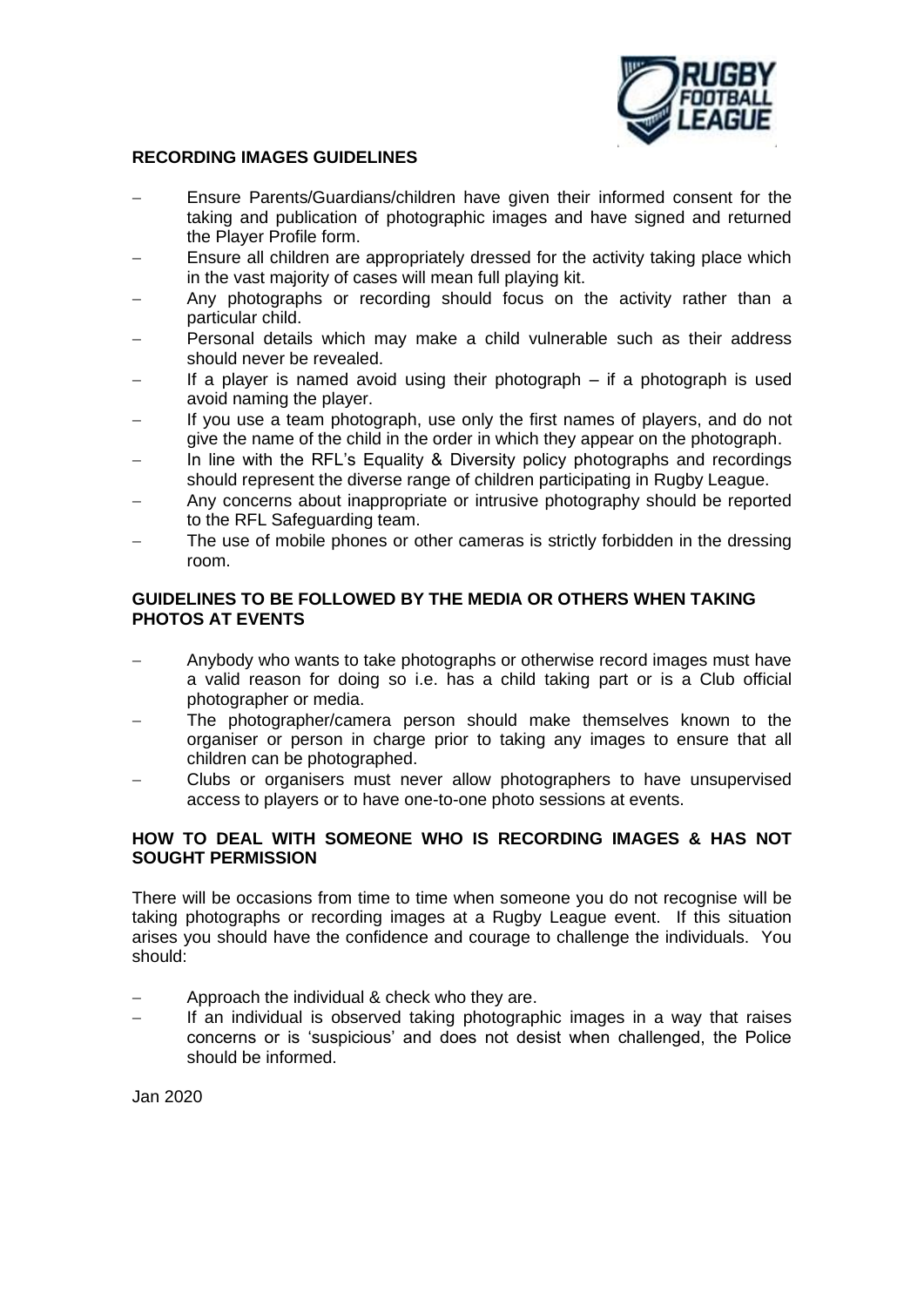## RECORDING IMAGES GUIDELINES

- Ensure Parents/Guardians/children have given their informed consent for the taking and publication of photographic images and have signed and returned the Player Profile form.
- Ensure all children are appropriately dressed for the activity taking place which in the vast majority of cases will mean full playing kit.
- Any photographs or recording should focus on the activity rather than a particular child.
- Personal details which may make a child vulnerable such as their address should never be revealed.
- If a player is named avoid using their photograph – if a photograph is used avoid naming the player.
- If you use a team photograph, use only the first names of players, and do not give the name of the child in the order in which they appear on the photograph.
- In line with the RFL's Equality & Diversity policy photographs and recordings should represent the diverse range of children participating in Rugby League.
- Any concerns about inappropriate or intrusive photography should be reported to the RFL Safeguarding team.
- The use of mobile phones or other cameras is strictly forbidden in the dressing room.

## GUIDELINES TO BE FOLLOWED BY THE MEDIA OR OTHERS WHEN TAKING PHOTOS AT EVENTS

- Anybody who wants to take photographs or otherwise record images must have a valid reason for doing so i.e. has a child taking part or is a Club official photographer or media.
- The photographer/camera person should make themselves known to the organiser or person in charge prior to taking any images to ensure that all children can be photographed.
- Clubs or organisers must never allow photographers to have unsupervised access to players or to have one-to-one photo sessions at events.

## HOW TO DEAL WITH SOMEONE WHO IS RECORDING IMAGES & HAS NOT SOUGHT PERMISSION

There will be occasions from time to time when someone you do not recognise will be taking photographs or recording images at a Rugby League event. If this situation arises you should have the confidence and courage to challenge the individuals. You should:

- Approach the individual & check who they are.
- If an individual is observed taking photographic images in a way that raises concerns or is 'suspicious' and does not desist when challenged, the Police should be informed.

Jan 2020